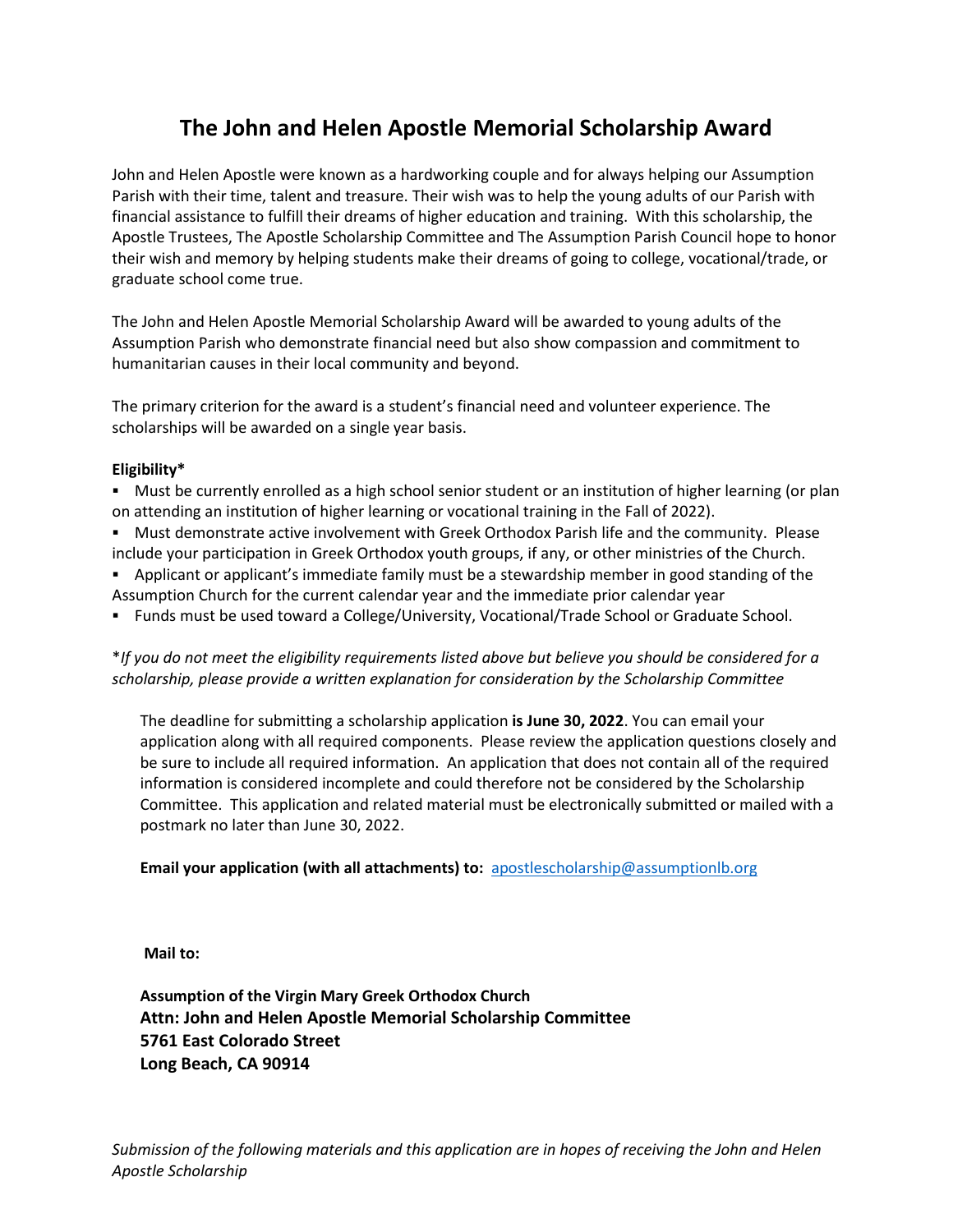# The John and Helen Apostle Memorial Scholarship Award

John and Helen Apostle were known as a hardworking couple and for always helping our Assumption Parish with their time, talent and treasure. Their wish was to help the young adults of our Parish with financial assistance to fulfill their dreams of higher education and training. With this scholarship, the Apostle Trustees, The Apostle Scholarship Committee and The Assumption Parish Council hope to honor their wish and memory by helping students make their dreams of going to college, vocational/trade, or graduate school come true.

The John and Helen Apostle Memorial Scholarship Award will be awarded to young adults of the Assumption Parish who demonstrate financial need but also show compassion and commitment to humanitarian causes in their local community and beyond.

The primary criterion for the award is a student's financial need and volunteer experience. The scholarships will be awarded on a single year basis.

**Eligibility***

- Must be currently enrolled as a high school senior student or an institution of higher learning (or plan on attending an institution of higher learning or vocational training in the Fall of 2022).
- Must demonstrate active involvement with Greek Orthodox Parish life and the community. Please include your participation in Greek Orthodox youth groups, if any, or other ministries of the Church.
- Applicant or applicant's immediate family must be a stewardship member in good standing of the Assumption Church for the current calendar year and the immediate prior calendar year
- Funds must be used toward a College/University, Vocational/Trade School or Graduate School.

**If you do not meet the eligibility requirements listed above but believe you should be considered for a scholarship, please provide a written explanation for consideration by the Scholarship Committee*

The deadline for submitting a scholarship application **is June 30, 2022**. You can email your application along with all required components. Please review the application questions closely and be sure to include all required information. An application that does not contain all of the required information is considered incomplete and could therefore not be considered by the Scholarship Committee. This application and related material must be electronically submitted or mailed with a postmark no later than June 30, 2022.

**Email your application (with all attachments) to:** apostlescholarship@assumptionlb.org

**Mail to:**

**Assumption of the Virgin Mary Greek Orthodox Church**
**Attn: John and Helen Apostle Memorial Scholarship Committee**
**5761 East Colorado Street**
**Long Beach, CA 90914**

*Submission of the following materials and this application are in hopes of receiving the John and Helen Apostle Scholarship*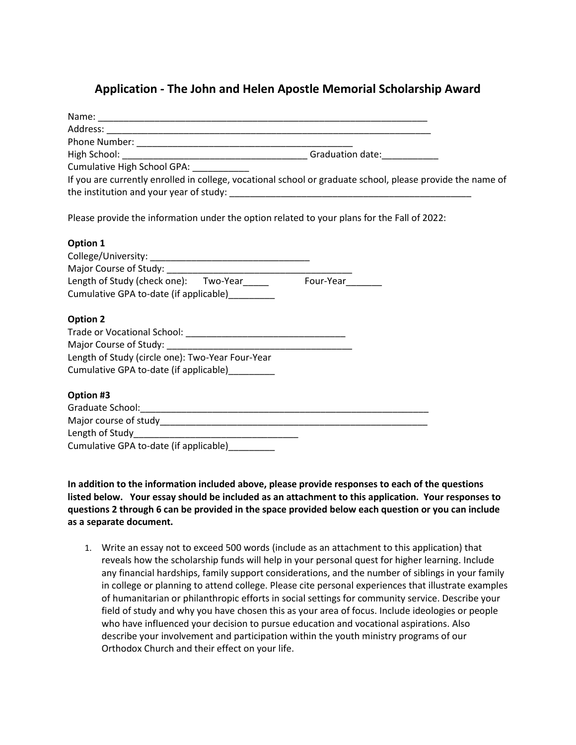## Application - The John and Helen Apostle Memorial Scholarship Award

Name: ____________________________________________________________

Address: ___________________________________________________________

Phone Number: ________________________________________

High School: __________________________________ Graduation date:___________

Cumulative High School GPA: ___________

If you are currently enrolled in college, vocational school or graduate school, please provide the name of the institution and your year of study: ______________________________________________

Please provide the information under the option related to your plans for the Fall of 2022:

**Option 1**

College/University: ______________________________

Major Course of Study: ___________________________________

Length of Study (check one): Two-Year_____ Four-Year_______

Cumulative GPA to-date (if applicable)_________

**Option 2**

Trade or Vocational School: ______________________________

Major Course of Study: ___________________________________

Length of Study (circle one): Two-Year Four-Year

Cumulative GPA to-date (if applicable)_________

**Option #3**

Graduate School:_______________________________________________________

Major course of study___________________________________________________

Length of Study______________________________

Cumulative GPA to-date (if applicable)_________

**In addition to the information included above, please provide responses to each of the questions listed below. Your essay should be included as an attachment to this application. Your responses to questions 2 through 6 can be provided in the space provided below each question or you can include as a separate document.**

1. Write an essay not to exceed 500 words (include as an attachment to this application) that reveals how the scholarship funds will help in your personal quest for higher learning. Include any financial hardships, family support considerations, and the number of siblings in your family in college or planning to attend college. Please cite personal experiences that illustrate examples of humanitarian or philanthropic efforts in social settings for community service. Describe your field of study and why you have chosen this as your area of focus. Include ideologies or people who have influenced your decision to pursue education and vocational aspirations. Also describe your involvement and participation within the youth ministry programs of our Orthodox Church and their effect on your life.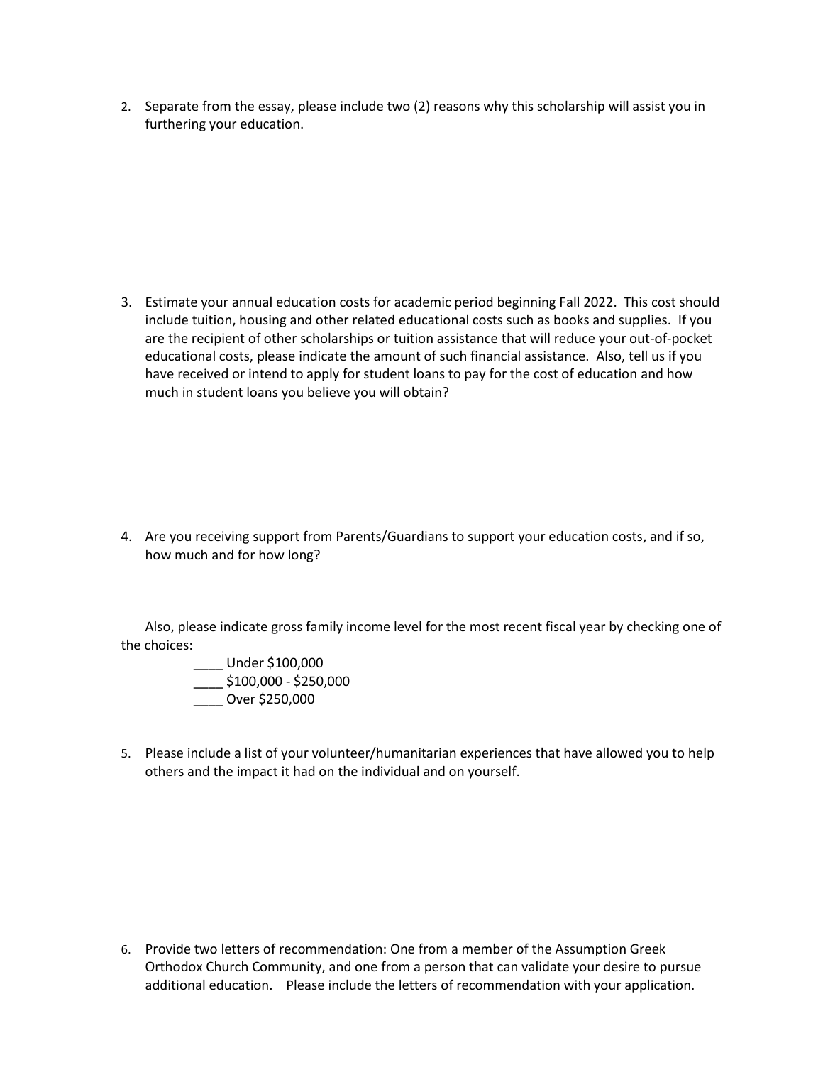2. Separate from the essay, please include two (2) reasons why this scholarship will assist you in furthering your education.

3. Estimate your annual education costs for academic period beginning Fall 2022. This cost should include tuition, housing and other related educational costs such as books and supplies. If you are the recipient of other scholarships or tuition assistance that will reduce your out-of-pocket educational costs, please indicate the amount of such financial assistance. Also, tell us if you have received or intend to apply for student loans to pay for the cost of education and how much in student loans you believe you will obtain?

4. Are you receiving support from Parents/Guardians to support your education costs, and if so, how much and for how long?

Also, please indicate gross family income level for the most recent fiscal year by checking one of the choices:

____ Under $100,000
____ $100,000 - $250,000
____ Over $250,000

5. Please include a list of your volunteer/humanitarian experiences that have allowed you to help others and the impact it had on the individual and on yourself.

6. Provide two letters of recommendation: One from a member of the Assumption Greek Orthodox Church Community, and one from a person that can validate your desire to pursue additional education. Please include the letters of recommendation with your application.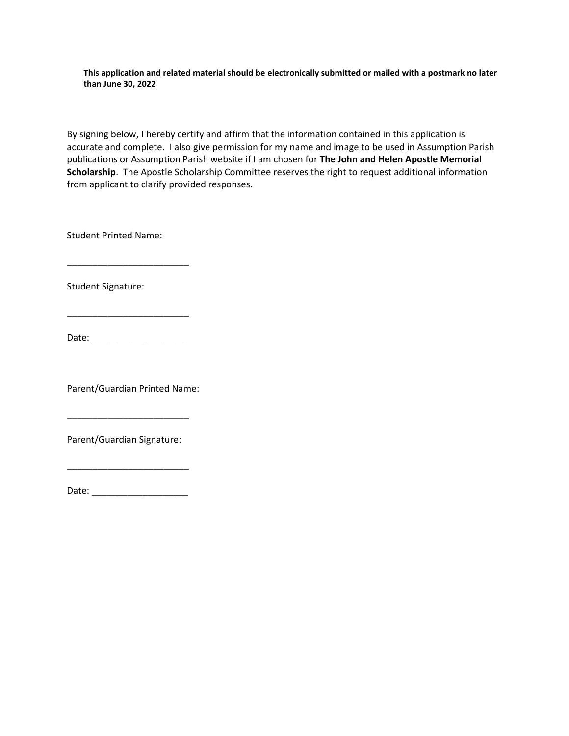**This application and related material should be electronically submitted or mailed with a postmark no later than June 30, 2022**

By signing below, I hereby certify and affirm that the information contained in this application is accurate and complete. I also give permission for my name and image to be used in Assumption Parish publications or Assumption Parish website if I am chosen for **The John and Helen Apostle Memorial Scholarship**. The Apostle Scholarship Committee reserves the right to request additional information from applicant to clarify provided responses.

Student Printed Name:

________________________

Student Signature:

________________________

Date: ___________________

Parent/Guardian Printed Name:

________________________

Parent/Guardian Signature:

________________________

Date: ___________________